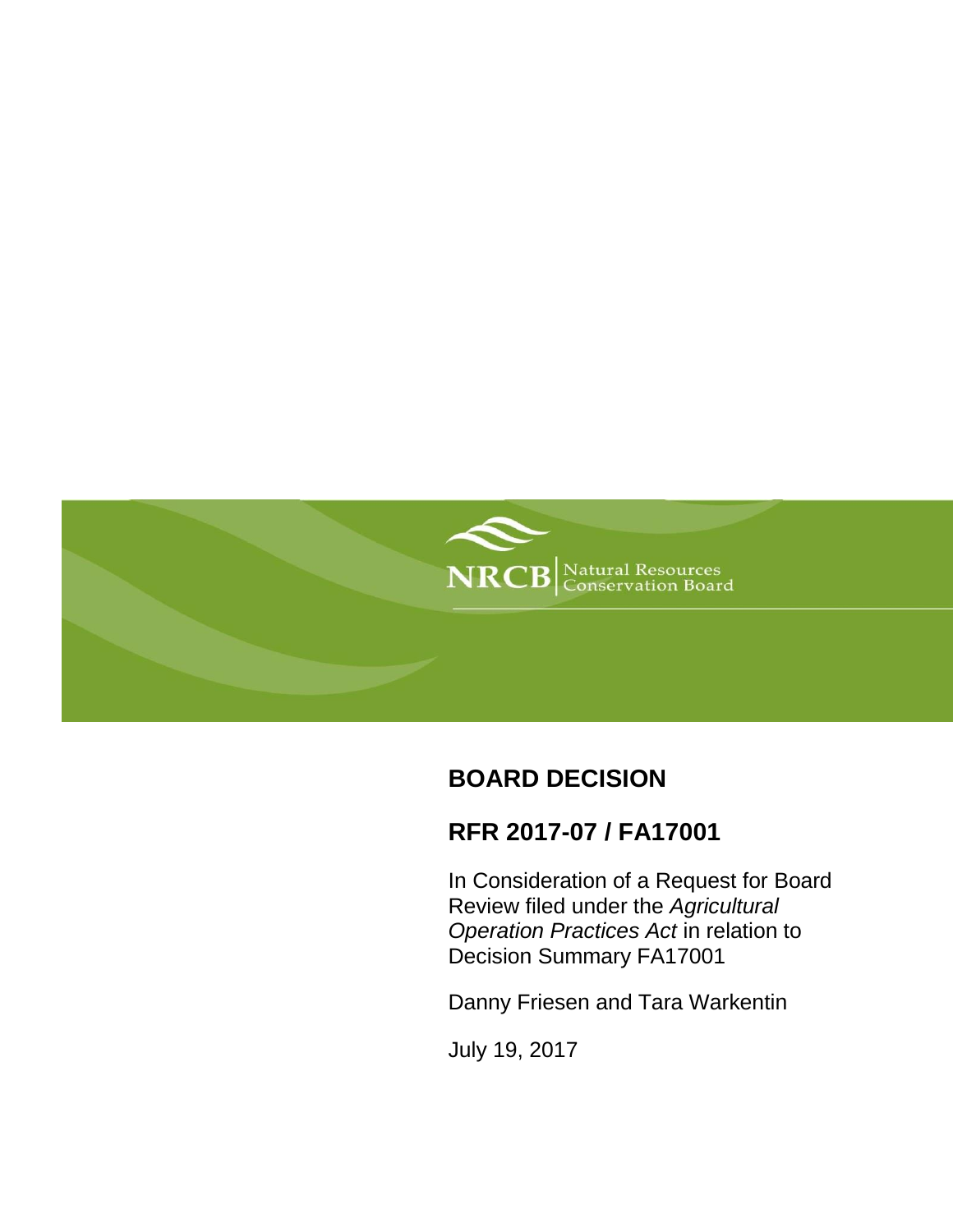NRCB | Natural Resources Conservation Board

# BOARD DECISION

## RFR 2017-07 / FA17001

In Consideration of a Request for Board Review filed under the *Agricultural Operation Practices Act* in relation to Decision Summary FA17001

Danny Friesen and Tara Warkentin

July 19, 2017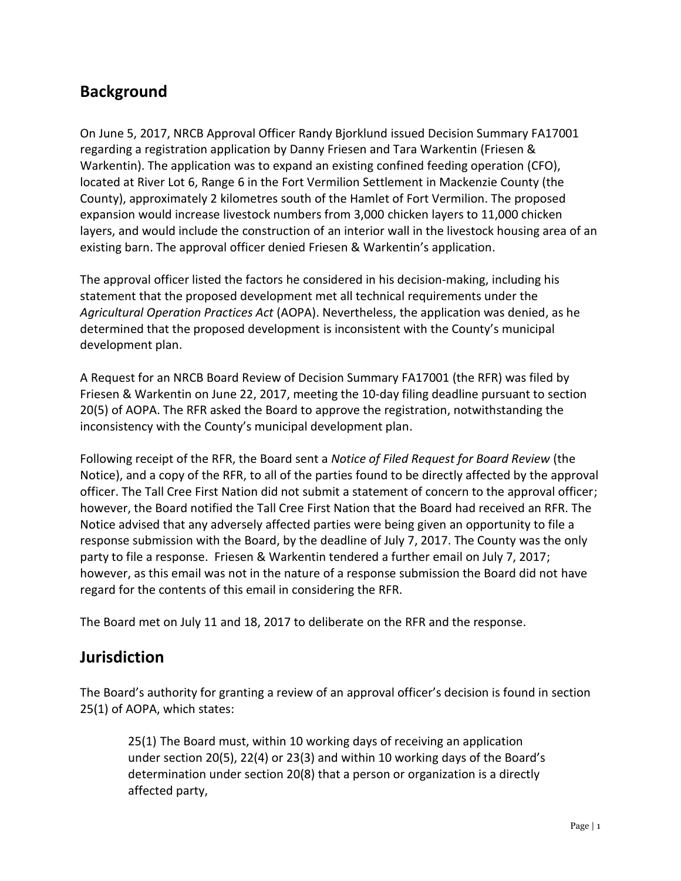## Background

On June 5, 2017, NRCB Approval Officer Randy Bjorklund issued Decision Summary FA17001 regarding a registration application by Danny Friesen and Tara Warkentin (Friesen & Warkentin). The application was to expand an existing confined feeding operation (CFO), located at River Lot 6, Range 6 in the Fort Vermilion Settlement in Mackenzie County (the County), approximately 2 kilometres south of the Hamlet of Fort Vermilion. The proposed expansion would increase livestock numbers from 3,000 chicken layers to 11,000 chicken layers, and would include the construction of an interior wall in the livestock housing area of an existing barn. The approval officer denied Friesen & Warkentin's application.

The approval officer listed the factors he considered in his decision-making, including his statement that the proposed development met all technical requirements under the *Agricultural Operation Practices Act* (AOPA). Nevertheless, the application was denied, as he determined that the proposed development is inconsistent with the County's municipal development plan.

A Request for an NRCB Board Review of Decision Summary FA17001 (the RFR) was filed by Friesen & Warkentin on June 22, 2017, meeting the 10-day filing deadline pursuant to section 20(5) of AOPA. The RFR asked the Board to approve the registration, notwithstanding the inconsistency with the County's municipal development plan.

Following receipt of the RFR, the Board sent a *Notice of Filed Request for Board Review* (the Notice), and a copy of the RFR, to all of the parties found to be directly affected by the approval officer. The Tall Cree First Nation did not submit a statement of concern to the approval officer; however, the Board notified the Tall Cree First Nation that the Board had received an RFR. The Notice advised that any adversely affected parties were being given an opportunity to file a response submission with the Board, by the deadline of July 7, 2017. The County was the only party to file a response. Friesen & Warkentin tendered a further email on July 7, 2017; however, as this email was not in the nature of a response submission the Board did not have regard for the contents of this email in considering the RFR.

The Board met on July 11 and 18, 2017 to deliberate on the RFR and the response.

## Jurisdiction

The Board's authority for granting a review of an approval officer's decision is found in section 25(1) of AOPA, which states:

> 25(1) The Board must, within 10 working days of receiving an application under section 20(5), 22(4) or 23(3) and within 10 working days of the Board's determination under section 20(8) that a person or organization is a directly affected party,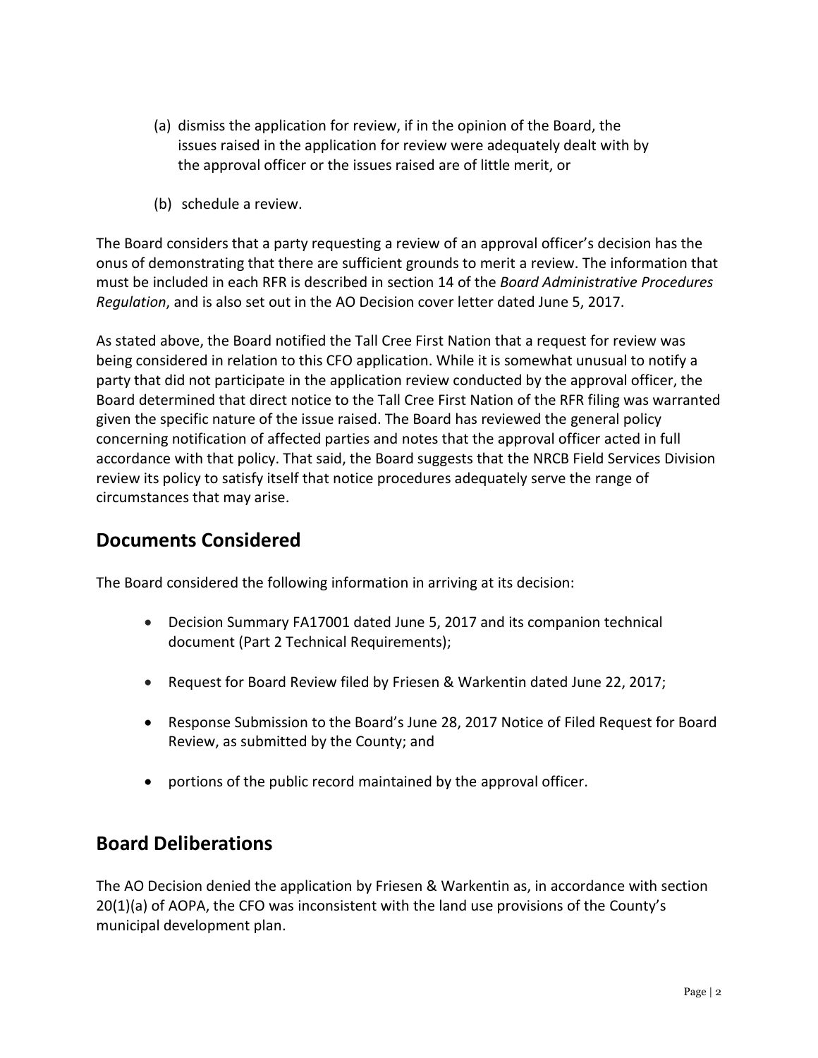(a) dismiss the application for review, if in the opinion of the Board, the issues raised in the application for review were adequately dealt with by the approval officer or the issues raised are of little merit, or

(b) schedule a review.

The Board considers that a party requesting a review of an approval officer's decision has the onus of demonstrating that there are sufficient grounds to merit a review. The information that must be included in each RFR is described in section 14 of the *Board Administrative Procedures Regulation*, and is also set out in the AO Decision cover letter dated June 5, 2017.

As stated above, the Board notified the Tall Cree First Nation that a request for review was being considered in relation to this CFO application. While it is somewhat unusual to notify a party that did not participate in the application review conducted by the approval officer, the Board determined that direct notice to the Tall Cree First Nation of the RFR filing was warranted given the specific nature of the issue raised. The Board has reviewed the general policy concerning notification of affected parties and notes that the approval officer acted in full accordance with that policy. That said, the Board suggests that the NRCB Field Services Division review its policy to satisfy itself that notice procedures adequately serve the range of circumstances that may arise.

## Documents Considered

The Board considered the following information in arriving at its decision:

- Decision Summary FA17001 dated June 5, 2017 and its companion technical document (Part 2 Technical Requirements);
- Request for Board Review filed by Friesen & Warkentin dated June 22, 2017;
- Response Submission to the Board's June 28, 2017 Notice of Filed Request for Board Review, as submitted by the County; and
- portions of the public record maintained by the approval officer.

## Board Deliberations

The AO Decision denied the application by Friesen & Warkentin as, in accordance with section 20(1)(a) of AOPA, the CFO was inconsistent with the land use provisions of the County's municipal development plan.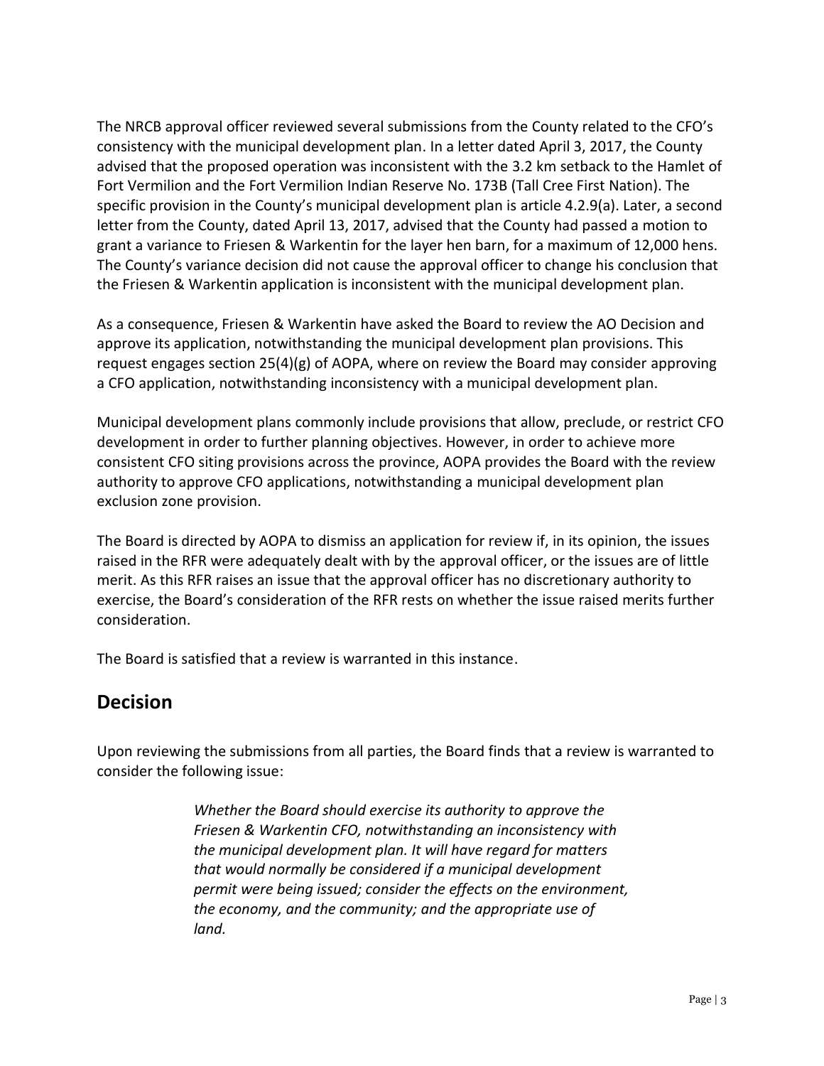The NRCB approval officer reviewed several submissions from the County related to the CFO's consistency with the municipal development plan. In a letter dated April 3, 2017, the County advised that the proposed operation was inconsistent with the 3.2 km setback to the Hamlet of Fort Vermilion and the Fort Vermilion Indian Reserve No. 173B (Tall Cree First Nation). The specific provision in the County's municipal development plan is article 4.2.9(a). Later, a second letter from the County, dated April 13, 2017, advised that the County had passed a motion to grant a variance to Friesen & Warkentin for the layer hen barn, for a maximum of 12,000 hens. The County's variance decision did not cause the approval officer to change his conclusion that the Friesen & Warkentin application is inconsistent with the municipal development plan.

As a consequence, Friesen & Warkentin have asked the Board to review the AO Decision and approve its application, notwithstanding the municipal development plan provisions. This request engages section 25(4)(g) of AOPA, where on review the Board may consider approving a CFO application, notwithstanding inconsistency with a municipal development plan.

Municipal development plans commonly include provisions that allow, preclude, or restrict CFO development in order to further planning objectives. However, in order to achieve more consistent CFO siting provisions across the province, AOPA provides the Board with the review authority to approve CFO applications, notwithstanding a municipal development plan exclusion zone provision.

The Board is directed by AOPA to dismiss an application for review if, in its opinion, the issues raised in the RFR were adequately dealt with by the approval officer, or the issues are of little merit. As this RFR raises an issue that the approval officer has no discretionary authority to exercise, the Board's consideration of the RFR rests on whether the issue raised merits further consideration.

The Board is satisfied that a review is warranted in this instance.

## Decision

Upon reviewing the submissions from all parties, the Board finds that a review is warranted to consider the following issue:

> *Whether the Board should exercise its authority to approve the Friesen & Warkentin CFO, notwithstanding an inconsistency with the municipal development plan. It will have regard for matters that would normally be considered if a municipal development permit were being issued; consider the effects on the environment, the economy, and the community; and the appropriate use of land.*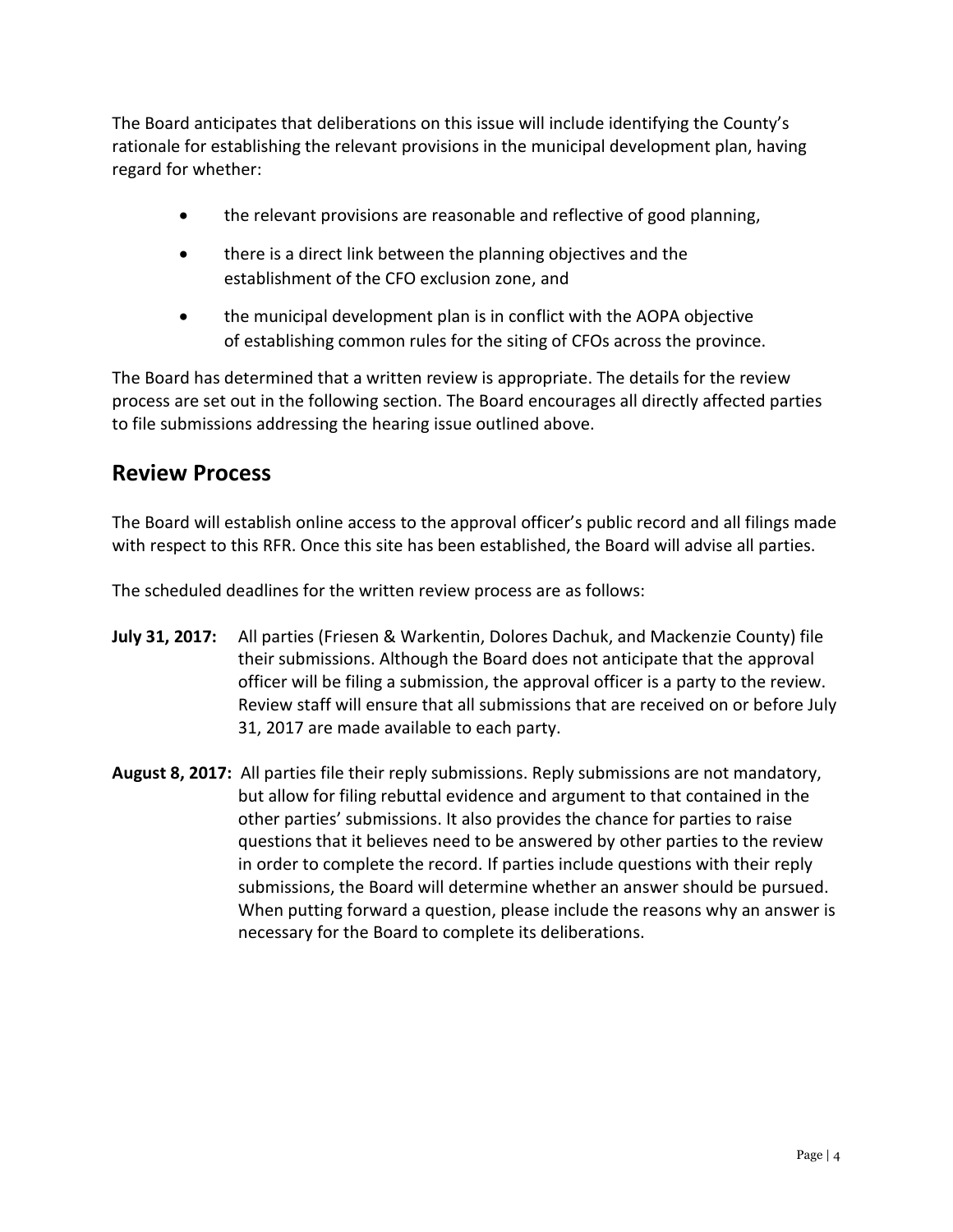The Board anticipates that deliberations on this issue will include identifying the County's rationale for establishing the relevant provisions in the municipal development plan, having regard for whether:

- the relevant provisions are reasonable and reflective of good planning,
- there is a direct link between the planning objectives and the establishment of the CFO exclusion zone, and
- the municipal development plan is in conflict with the AOPA objective of establishing common rules for the siting of CFOs across the province.

The Board has determined that a written review is appropriate. The details for the review process are set out in the following section. The Board encourages all directly affected parties to file submissions addressing the hearing issue outlined above.

## Review Process

The Board will establish online access to the approval officer's public record and all filings made with respect to this RFR. Once this site has been established, the Board will advise all parties.

The scheduled deadlines for the written review process are as follows:

**July 31, 2017:** All parties (Friesen & Warkentin, Dolores Dachuk, and Mackenzie County) file their submissions. Although the Board does not anticipate that the approval officer will be filing a submission, the approval officer is a party to the review. Review staff will ensure that all submissions that are received on or before July 31, 2017 are made available to each party.

**August 8, 2017:** All parties file their reply submissions. Reply submissions are not mandatory, but allow for filing rebuttal evidence and argument to that contained in the other parties' submissions. It also provides the chance for parties to raise questions that it believes need to be answered by other parties to the review in order to complete the record. If parties include questions with their reply submissions, the Board will determine whether an answer should be pursued. When putting forward a question, please include the reasons why an answer is necessary for the Board to complete its deliberations.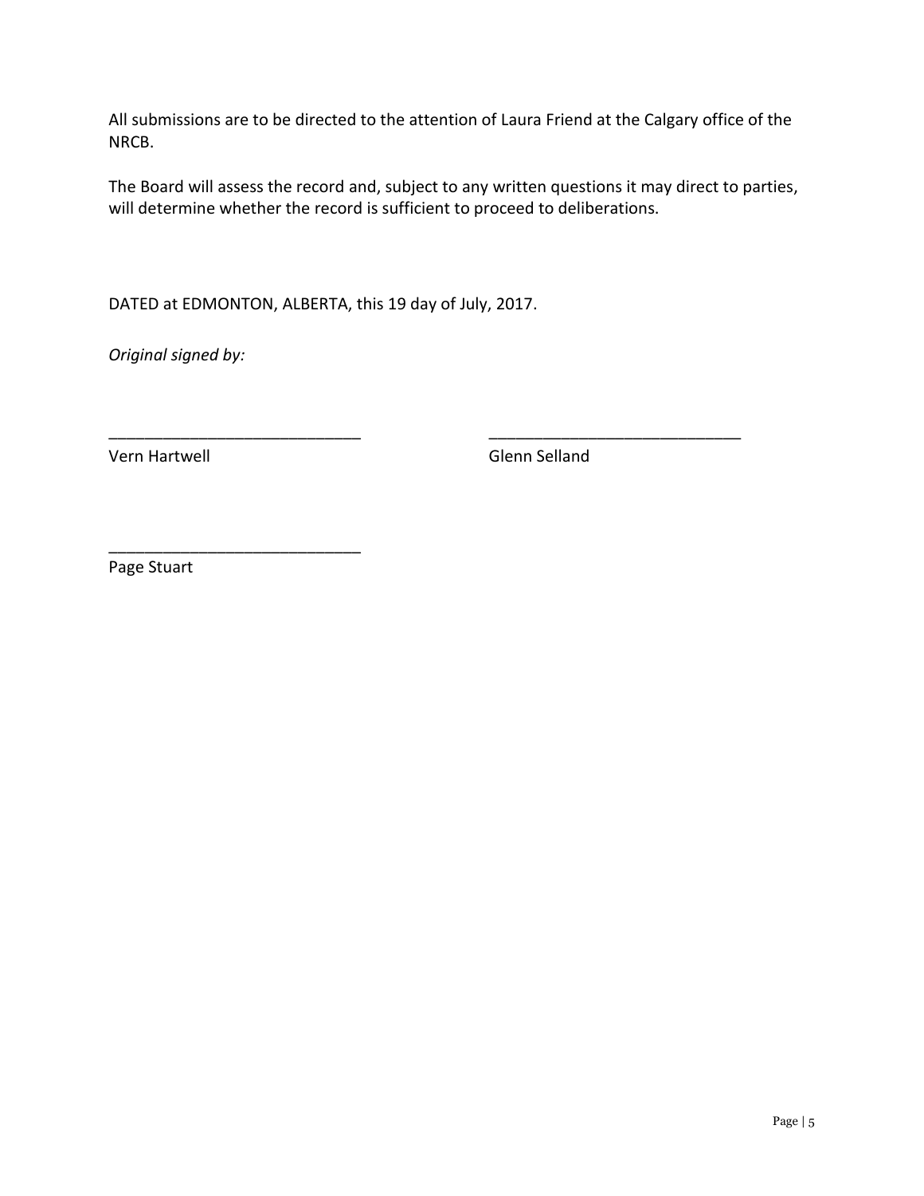All submissions are to be directed to the attention of Laura Friend at the Calgary office of the NRCB.

The Board will assess the record and, subject to any written questions it may direct to parties, will determine whether the record is sufficient to proceed to deliberations.

DATED at EDMONTON, ALBERTA, this 19 day of July, 2017.

*Original signed by:*

\_\_\_\_\_\_\_\_\_\_\_\_\_\_\_\_\_\_\_\_\_\_\_\_\_\_\_\_
Vern Hartwell

\_\_\_\_\_\_\_\_\_\_\_\_\_\_\_\_\_\_\_\_\_\_\_\_\_\_\_\_
Glenn Selland

\_\_\_\_\_\_\_\_\_\_\_\_\_\_\_\_\_\_\_\_\_\_\_\_\_\_\_\_
Page Stuart